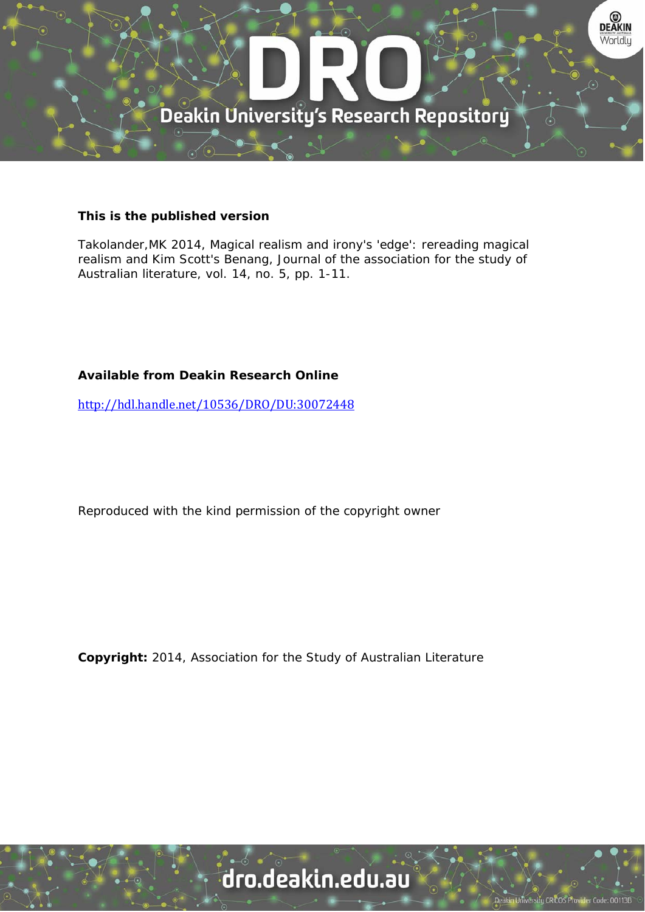**This is the published version**

Takolander,MK 2014, Magical realism and irony's 'edge': rereading magical realism and Kim Scott's Benang, Journal of the association for the study of Australian literature, vol. 14, no. 5, pp. 1-11.

**Available from Deakin Research Online**

http://hdl.handle.net/10536/DRO/DU:30072448

Reproduced with the kind permission of the copyright owner

**Copyright:** 2014, Association for the Study of Australian Literature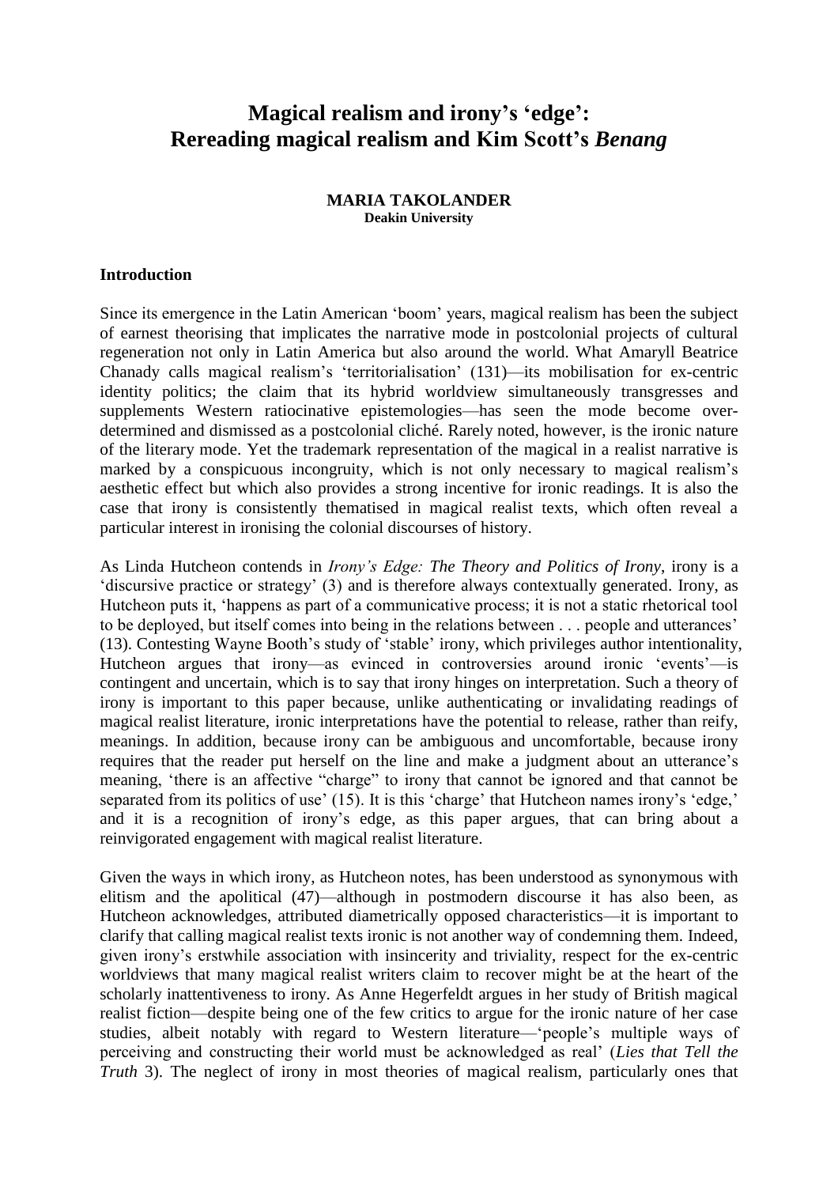# Magical realism and irony's 'edge': Rereading magical realism and Kim Scott's *Benang*

**MARIA TAKOLANDER**
**Deakin University**

### Introduction

Since its emergence in the Latin American 'boom' years, magical realism has been the subject of earnest theorising that implicates the narrative mode in postcolonial projects of cultural regeneration not only in Latin America but also around the world. What Amaryll Beatrice Chanady calls magical realism's 'territorialisation' (131)—its mobilisation for ex-centric identity politics; the claim that its hybrid worldview simultaneously transgresses and supplements Western ratiocinative epistemologies—has seen the mode become over-determined and dismissed as a postcolonial cliché. Rarely noted, however, is the ironic nature of the literary mode. Yet the trademark representation of the magical in a realist narrative is marked by a conspicuous incongruity, which is not only necessary to magical realism's aesthetic effect but which also provides a strong incentive for ironic readings. It is also the case that irony is consistently thematised in magical realist texts, which often reveal a particular interest in ironising the colonial discourses of history.

As Linda Hutcheon contends in *Irony's Edge: The Theory and Politics of Irony*, irony is a 'discursive practice or strategy' (3) and is therefore always contextually generated. Irony, as Hutcheon puts it, 'happens as part of a communicative process; it is not a static rhetorical tool to be deployed, but itself comes into being in the relations between . . . people and utterances' (13). Contesting Wayne Booth's study of 'stable' irony, which privileges author intentionality, Hutcheon argues that irony—as evinced in controversies around ironic 'events'—is contingent and uncertain, which is to say that irony hinges on interpretation. Such a theory of irony is important to this paper because, unlike authenticating or invalidating readings of magical realist literature, ironic interpretations have the potential to release, rather than reify, meanings. In addition, because irony can be ambiguous and uncomfortable, because irony requires that the reader put herself on the line and make a judgment about an utterance's meaning, 'there is an affective "charge" to irony that cannot be ignored and that cannot be separated from its politics of use' (15). It is this 'charge' that Hutcheon names irony's 'edge,' and it is a recognition of irony's edge, as this paper argues, that can bring about a reinvigorated engagement with magical realist literature.

Given the ways in which irony, as Hutcheon notes, has been understood as synonymous with elitism and the apolitical (47)—although in postmodern discourse it has also been, as Hutcheon acknowledges, attributed diametrically opposed characteristics—it is important to clarify that calling magical realist texts ironic is not another way of condemning them. Indeed, given irony's erstwhile association with insincerity and triviality, respect for the ex-centric worldviews that many magical realist writers claim to recover might be at the heart of the scholarly inattentiveness to irony. As Anne Hegerfeldt argues in her study of British magical realist fiction—despite being one of the few critics to argue for the ironic nature of her case studies, albeit notably with regard to Western literature—'people's multiple ways of perceiving and constructing their world must be acknowledged as real' (*Lies that Tell the Truth* 3). The neglect of irony in most theories of magical realism, particularly ones that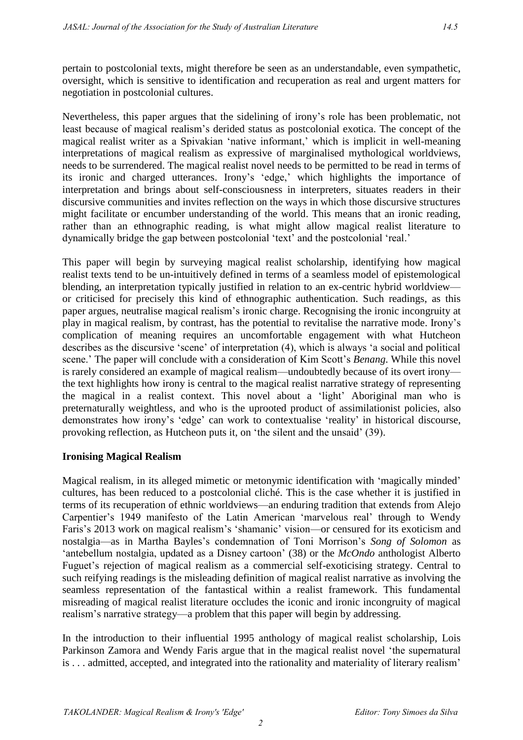pertain to postcolonial texts, might therefore be seen as an understandable, even sympathetic, oversight, which is sensitive to identification and recuperation as real and urgent matters for negotiation in postcolonial cultures.

Nevertheless, this paper argues that the sidelining of irony's role has been problematic, not least because of magical realism's derided status as postcolonial exotica. The concept of the magical realist writer as a Spivakian 'native informant,' which is implicit in well-meaning interpretations of magical realism as expressive of marginalised mythological worldviews, needs to be surrendered. The magical realist novel needs to be permitted to be read in terms of its ironic and charged utterances. Irony's 'edge,' which highlights the importance of interpretation and brings about self-consciousness in interpreters, situates readers in their discursive communities and invites reflection on the ways in which those discursive structures might facilitate or encumber understanding of the world. This means that an ironic reading, rather than an ethnographic reading, is what might allow magical realist literature to dynamically bridge the gap between postcolonial 'text' and the postcolonial 'real.'

This paper will begin by surveying magical realist scholarship, identifying how magical realist texts tend to be un-intuitively defined in terms of a seamless model of epistemological blending, an interpretation typically justified in relation to an ex-centric hybrid worldview—or criticised for precisely this kind of ethnographic authentication. Such readings, as this paper argues, neutralise magical realism's ironic charge. Recognising the ironic incongruity at play in magical realism, by contrast, has the potential to revitalise the narrative mode. Irony's complication of meaning requires an uncomfortable engagement with what Hutcheon describes as the discursive 'scene' of interpretation (4), which is always 'a social and political scene.' The paper will conclude with a consideration of Kim Scott's *Benang*. While this novel is rarely considered an example of magical realism—undoubtedly because of its overt irony—the text highlights how irony is central to the magical realist narrative strategy of representing the magical in a realist context. This novel about a 'light' Aboriginal man who is preternaturally weightless, and who is the uprooted product of assimilationist policies, also demonstrates how irony's 'edge' can work to contextualise 'reality' in historical discourse, provoking reflection, as Hutcheon puts it, on 'the silent and the unsaid' (39).

**Ironising Magical Realism**

Magical realism, in its alleged mimetic or metonymic identification with 'magically minded' cultures, has been reduced to a postcolonial cliché. This is the case whether it is justified in terms of its recuperation of ethnic worldviews—an enduring tradition that extends from Alejo Carpentier's 1949 manifesto of the Latin American 'marvelous real' through to Wendy Faris's 2013 work on magical realism's 'shamanic' vision—or censured for its exoticism and nostalgia—as in Martha Bayles's condemnation of Toni Morrison's *Song of Solomon* as 'antebellum nostalgia, updated as a Disney cartoon' (38) or the *McOndo* anthologist Alberto Fuguet's rejection of magical realism as a commercial self-exoticising strategy. Central to such reifying readings is the misleading definition of magical realist narrative as involving the seamless representation of the fantastical within a realist framework. This fundamental misreading of magical realist literature occludes the iconic and ironic incongruity of magical realism's narrative strategy—a problem that this paper will begin by addressing.

In the introduction to their influential 1995 anthology of magical realist scholarship, Lois Parkinson Zamora and Wendy Faris argue that in the magical realist novel 'the supernatural is . . . admitted, accepted, and integrated into the rationality and materiality of literary realism'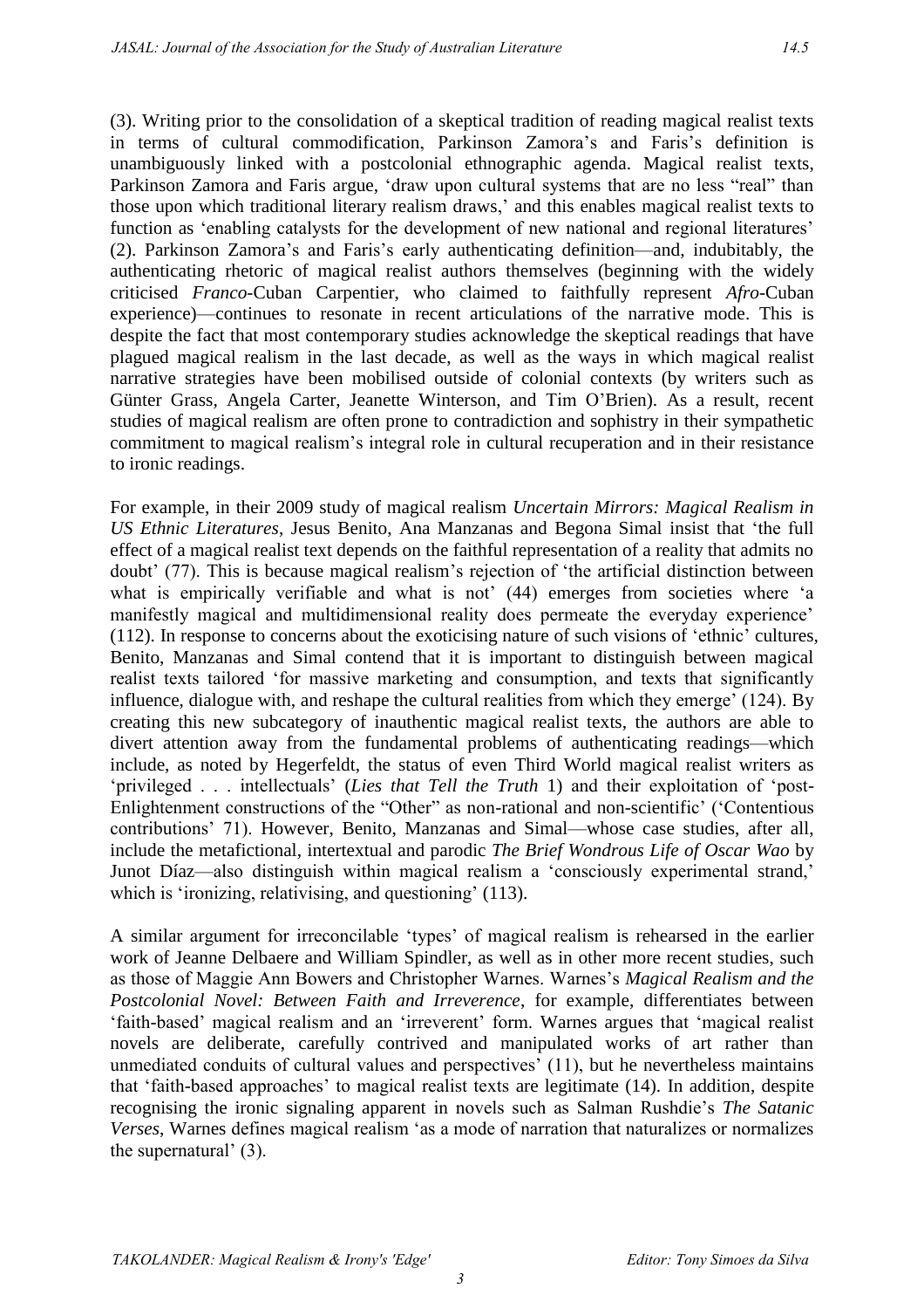(3). Writing prior to the consolidation of a skeptical tradition of reading magical realist texts in terms of cultural commodification, Parkinson Zamora's and Faris's definition is unambiguously linked with a postcolonial ethnographic agenda. Magical realist texts, Parkinson Zamora and Faris argue, 'draw upon cultural systems that are no less "real" than those upon which traditional literary realism draws,' and this enables magical realist texts to function as 'enabling catalysts for the development of new national and regional literatures' (2). Parkinson Zamora's and Faris's early authenticating definition—and, indubitably, the authenticating rhetoric of magical realist authors themselves (beginning with the widely criticised *Franco*-Cuban Carpentier, who claimed to faithfully represent *Afro*-Cuban experience)—continues to resonate in recent articulations of the narrative mode. This is despite the fact that most contemporary studies acknowledge the skeptical readings that have plagued magical realism in the last decade, as well as the ways in which magical realist narrative strategies have been mobilised outside of colonial contexts (by writers such as Günter Grass, Angela Carter, Jeanette Winterson, and Tim O'Brien). As a result, recent studies of magical realism are often prone to contradiction and sophistry in their sympathetic commitment to magical realism's integral role in cultural recuperation and in their resistance to ironic readings.

For example, in their 2009 study of magical realism *Uncertain Mirrors: Magical Realism in US Ethnic Literatures*, Jesus Benito, Ana Manzanas and Begona Simal insist that 'the full effect of a magical realist text depends on the faithful representation of a reality that admits no doubt' (77). This is because magical realism's rejection of 'the artificial distinction between what is empirically verifiable and what is not' (44) emerges from societies where 'a manifestly magical and multidimensional reality does permeate the everyday experience' (112). In response to concerns about the exoticising nature of such visions of 'ethnic' cultures, Benito, Manzanas and Simal contend that it is important to distinguish between magical realist texts tailored 'for massive marketing and consumption, and texts that significantly influence, dialogue with, and reshape the cultural realities from which they emerge' (124). By creating this new subcategory of inauthentic magical realist texts, the authors are able to divert attention away from the fundamental problems of authenticating readings—which include, as noted by Hegerfeldt, the status of even Third World magical realist writers as 'privileged . . . intellectuals' (*Lies that Tell the Truth* 1) and their exploitation of 'post-Enlightenment constructions of the "Other" as non-rational and non-scientific' ('Contentious contributions' 71). However, Benito, Manzanas and Simal—whose case studies, after all, include the metafictional, intertextual and parodic *The Brief Wondrous Life of Oscar Wao* by Junot Díaz—also distinguish within magical realism a 'consciously experimental strand,' which is 'ironizing, relativising, and questioning' (113).

A similar argument for irreconcilable 'types' of magical realism is rehearsed in the earlier work of Jeanne Delbaere and William Spindler, as well as in other more recent studies, such as those of Maggie Ann Bowers and Christopher Warnes. Warnes's *Magical Realism and the Postcolonial Novel: Between Faith and Irreverence*, for example, differentiates between 'faith-based' magical realism and an 'irreverent' form. Warnes argues that 'magical realist novels are deliberate, carefully contrived and manipulated works of art rather than unmediated conduits of cultural values and perspectives' (11), but he nevertheless maintains that 'faith-based approaches' to magical realist texts are legitimate (14). In addition, despite recognising the ironic signaling apparent in novels such as Salman Rushdie's *The Satanic Verses*, Warnes defines magical realism 'as a mode of narration that naturalizes or normalizes the supernatural' (3).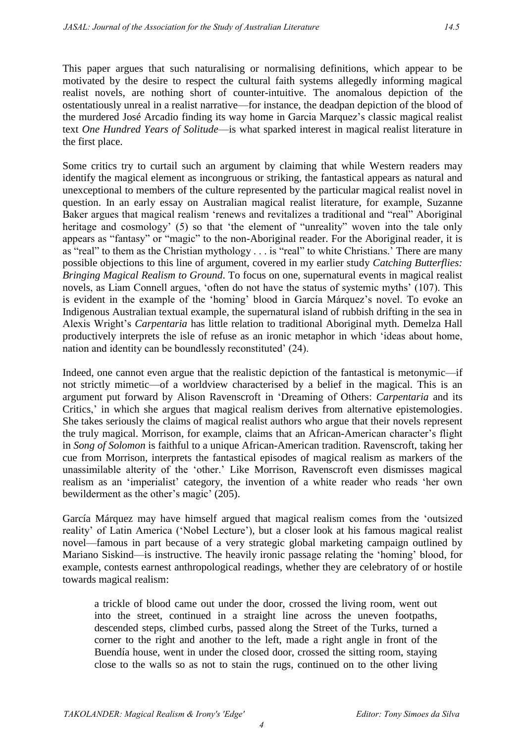This paper argues that such naturalising or normalising definitions, which appear to be motivated by the desire to respect the cultural faith systems allegedly informing magical realist novels, are nothing short of counter-intuitive. The anomalous depiction of the ostentatiously unreal in a realist narrative—for instance, the deadpan depiction of the blood of the murdered José Arcadio finding its way home in Garcia Marquez's classic magical realist text *One Hundred Years of Solitude*—is what sparked interest in magical realist literature in the first place.

Some critics try to curtail such an argument by claiming that while Western readers may identify the magical element as incongruous or striking, the fantastical appears as natural and unexceptional to members of the culture represented by the particular magical realist novel in question. In an early essay on Australian magical realist literature, for example, Suzanne Baker argues that magical realism 'renews and revitalizes a traditional and "real" Aboriginal heritage and cosmology' (5) so that 'the element of "unreality" woven into the tale only appears as "fantasy" or "magic" to the non-Aboriginal reader. For the Aboriginal reader, it is as "real" to them as the Christian mythology . . . is "real" to white Christians.' There are many possible objections to this line of argument, covered in my earlier study *Catching Butterflies: Bringing Magical Realism to Ground*. To focus on one, supernatural events in magical realist novels, as Liam Connell argues, 'often do not have the status of systemic myths' (107). This is evident in the example of the 'homing' blood in García Márquez's novel. To evoke an Indigenous Australian textual example, the supernatural island of rubbish drifting in the sea in Alexis Wright's *Carpentaria* has little relation to traditional Aboriginal myth. Demelza Hall productively interprets the isle of refuse as an ironic metaphor in which 'ideas about home, nation and identity can be boundlessly reconstituted' (24).

Indeed, one cannot even argue that the realistic depiction of the fantastical is metonymic—if not strictly mimetic—of a worldview characterised by a belief in the magical. This is an argument put forward by Alison Ravenscroft in 'Dreaming of Others: *Carpentaria* and its Critics,' in which she argues that magical realism derives from alternative epistemologies. She takes seriously the claims of magical realist authors who argue that their novels represent the truly magical. Morrison, for example, claims that an African-American character's flight in *Song of Solomon* is faithful to a unique African-American tradition. Ravenscroft, taking her cue from Morrison, interprets the fantastical episodes of magical realism as markers of the unassimilable alterity of the 'other.' Like Morrison, Ravenscroft even dismisses magical realism as an 'imperialist' category, the invention of a white reader who reads 'her own bewilderment as the other's magic' (205).

García Márquez may have himself argued that magical realism comes from the 'outsized reality' of Latin America ('Nobel Lecture'), but a closer look at his famous magical realist novel—famous in part because of a very strategic global marketing campaign outlined by Mariano Siskind—is instructive. The heavily ironic passage relating the 'homing' blood, for example, contests earnest anthropological readings, whether they are celebratory of or hostile towards magical realism:

> a trickle of blood came out under the door, crossed the living room, went out into the street, continued in a straight line across the uneven footpaths, descended steps, climbed curbs, passed along the Street of the Turks, turned a corner to the right and another to the left, made a right angle in front of the Buendía house, went in under the closed door, crossed the sitting room, staying close to the walls so as not to stain the rugs, continued on to the other living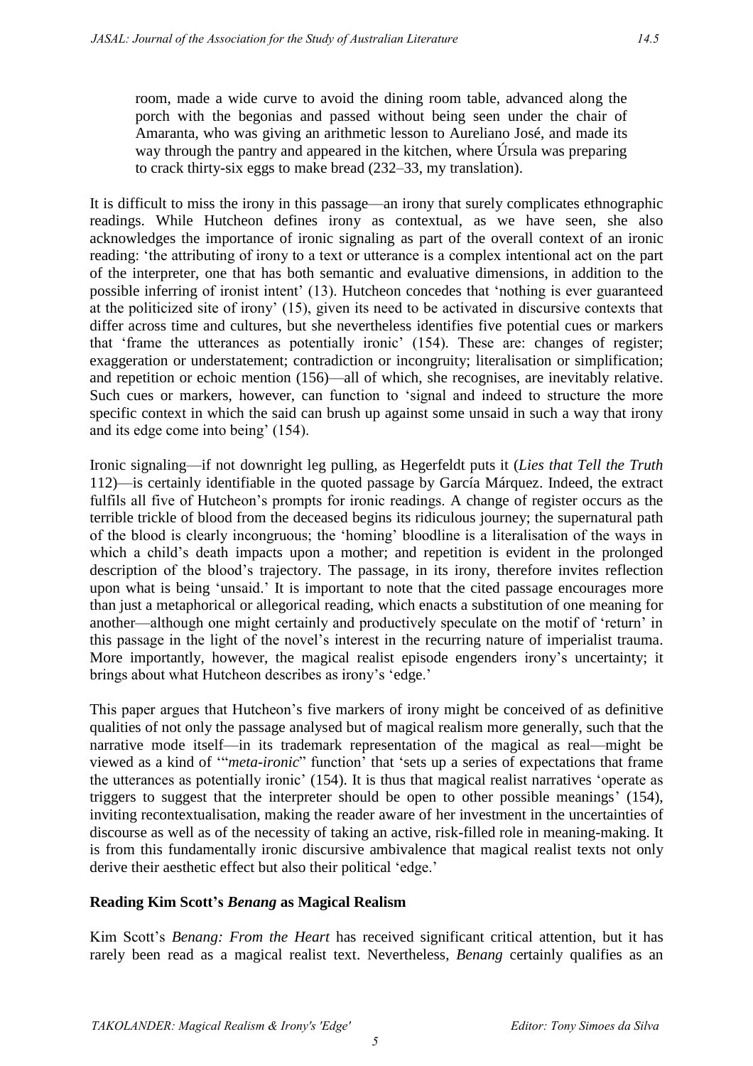room, made a wide curve to avoid the dining room table, advanced along the porch with the begonias and passed without being seen under the chair of Amaranta, who was giving an arithmetic lesson to Aureliano José, and made its way through the pantry and appeared in the kitchen, where Úrsula was preparing to crack thirty-six eggs to make bread (232–33, my translation).

It is difficult to miss the irony in this passage—an irony that surely complicates ethnographic readings. While Hutcheon defines irony as contextual, as we have seen, she also acknowledges the importance of ironic signaling as part of the overall context of an ironic reading: 'the attributing of irony to a text or utterance is a complex intentional act on the part of the interpreter, one that has both semantic and evaluative dimensions, in addition to the possible inferring of ironist intent' (13). Hutcheon concedes that 'nothing is ever guaranteed at the politicized site of irony' (15), given its need to be activated in discursive contexts that differ across time and cultures, but she nevertheless identifies five potential cues or markers that 'frame the utterances as potentially ironic' (154). These are: changes of register; exaggeration or understatement; contradiction or incongruity; literalisation or simplification; and repetition or echoic mention (156)—all of which, she recognises, are inevitably relative. Such cues or markers, however, can function to 'signal and indeed to structure the more specific context in which the said can brush up against some unsaid in such a way that irony and its edge come into being' (154).

Ironic signaling—if not downright leg pulling, as Hegerfeldt puts it (*Lies that Tell the Truth* 112)—is certainly identifiable in the quoted passage by García Márquez. Indeed, the extract fulfils all five of Hutcheon's prompts for ironic readings. A change of register occurs as the terrible trickle of blood from the deceased begins its ridiculous journey; the supernatural path of the blood is clearly incongruous; the 'homing' bloodline is a literalisation of the ways in which a child's death impacts upon a mother; and repetition is evident in the prolonged description of the blood's trajectory. The passage, in its irony, therefore invites reflection upon what is being 'unsaid.' It is important to note that the cited passage encourages more than just a metaphorical or allegorical reading, which enacts a substitution of one meaning for another—although one might certainly and productively speculate on the motif of 'return' in this passage in the light of the novel's interest in the recurring nature of imperialist trauma. More importantly, however, the magical realist episode engenders irony's uncertainty; it brings about what Hutcheon describes as irony's 'edge.'

This paper argues that Hutcheon's five markers of irony might be conceived of as definitive qualities of not only the passage analysed but of magical realism more generally, such that the narrative mode itself—in its trademark representation of the magical as real—might be viewed as a kind of '"*meta-ironic*" function' that 'sets up a series of expectations that frame the utterances as potentially ironic' (154). It is thus that magical realist narratives 'operate as triggers to suggest that the interpreter should be open to other possible meanings' (154), inviting recontextualisation, making the reader aware of her investment in the uncertainties of discourse as well as of the necessity of taking an active, risk-filled role in meaning-making. It is from this fundamentally ironic discursive ambivalence that magical realist texts not only derive their aesthetic effect but also their political 'edge.'

## Reading Kim Scott's *Benang* as Magical Realism

Kim Scott's *Benang: From the Heart* has received significant critical attention, but it has rarely been read as a magical realist text. Nevertheless, *Benang* certainly qualifies as an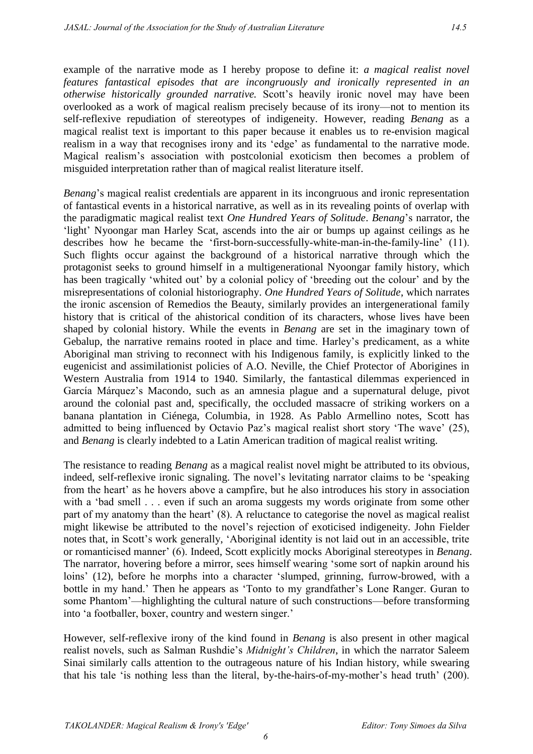example of the narrative mode as I hereby propose to define it: *a magical realist novel features fantastical episodes that are incongruously and ironically represented in an otherwise historically grounded narrative.* Scott's heavily ironic novel may have been overlooked as a work of magical realism precisely because of its irony—not to mention its self-reflexive repudiation of stereotypes of indigeneity. However, reading *Benang* as a magical realist text is important to this paper because it enables us to re-envision magical realism in a way that recognises irony and its 'edge' as fundamental to the narrative mode. Magical realism's association with postcolonial exoticism then becomes a problem of misguided interpretation rather than of magical realist literature itself.

*Benang*'s magical realist credentials are apparent in its incongruous and ironic representation of fantastical events in a historical narrative, as well as in its revealing points of overlap with the paradigmatic magical realist text *One Hundred Years of Solitude*. *Benang*'s narrator, the 'light' Nyoongar man Harley Scat, ascends into the air or bumps up against ceilings as he describes how he became the 'first-born-successfully-white-man-in-the-family-line' (11). Such flights occur against the background of a historical narrative through which the protagonist seeks to ground himself in a multigenerational Nyoongar family history, which has been tragically 'whited out' by a colonial policy of 'breeding out the colour' and by the misrepresentations of colonial historiography. *One Hundred Years of Solitude*, which narrates the ironic ascension of Remedios the Beauty, similarly provides an intergenerational family history that is critical of the ahistorical condition of its characters, whose lives have been shaped by colonial history. While the events in *Benang* are set in the imaginary town of Gebalup, the narrative remains rooted in place and time. Harley's predicament, as a white Aboriginal man striving to reconnect with his Indigenous family, is explicitly linked to the eugenicist and assimilationist policies of A.O. Neville, the Chief Protector of Aborigines in Western Australia from 1914 to 1940. Similarly, the fantastical dilemmas experienced in García Márquez's Macondo, such as an amnesia plague and a supernatural deluge, pivot around the colonial past and, specifically, the occluded massacre of striking workers on a banana plantation in Ciénega, Columbia, in 1928. As Pablo Armellino notes, Scott has admitted to being influenced by Octavio Paz's magical realist short story 'The wave' (25), and *Benang* is clearly indebted to a Latin American tradition of magical realist writing.

The resistance to reading *Benang* as a magical realist novel might be attributed to its obvious, indeed, self-reflexive ironic signaling. The novel's levitating narrator claims to be 'speaking from the heart' as he hovers above a campfire, but he also introduces his story in association with a 'bad smell . . . even if such an aroma suggests my words originate from some other part of my anatomy than the heart' (8). A reluctance to categorise the novel as magical realist might likewise be attributed to the novel's rejection of exoticised indigeneity. John Fielder notes that, in Scott's work generally, 'Aboriginal identity is not laid out in an accessible, trite or romanticised manner' (6). Indeed, Scott explicitly mocks Aboriginal stereotypes in *Benang*. The narrator, hovering before a mirror, sees himself wearing 'some sort of napkin around his loins' (12), before he morphs into a character 'slumped, grinning, furrow-browed, with a bottle in my hand.' Then he appears as 'Tonto to my grandfather's Lone Ranger. Guran to some Phantom'—highlighting the cultural nature of such constructions—before transforming into 'a footballer, boxer, country and western singer.'

However, self-reflexive irony of the kind found in *Benang* is also present in other magical realist novels, such as Salman Rushdie's *Midnight's Children*, in which the narrator Saleem Sinai similarly calls attention to the outrageous nature of his Indian history, while swearing that his tale 'is nothing less than the literal, by-the-hairs-of-my-mother's head truth' (200).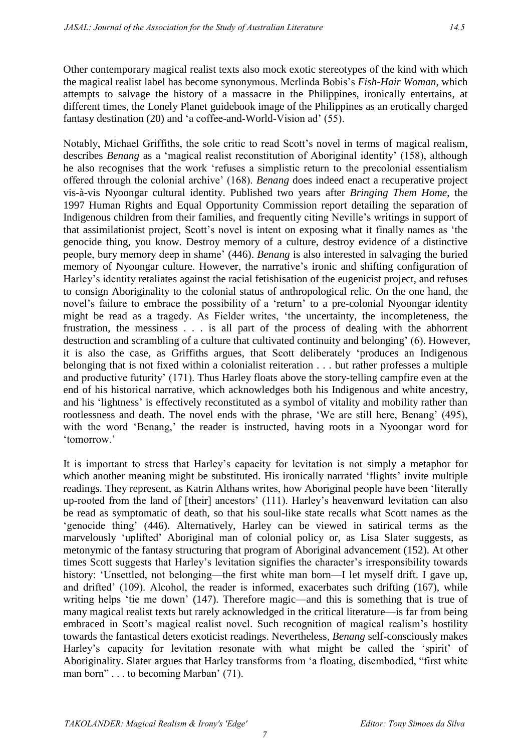Other contemporary magical realist texts also mock exotic stereotypes of the kind with which the magical realist label has become synonymous. Merlinda Bobis's *Fish-Hair Woman*, which attempts to salvage the history of a massacre in the Philippines, ironically entertains, at different times, the Lonely Planet guidebook image of the Philippines as an erotically charged fantasy destination (20) and 'a coffee-and-World-Vision ad' (55).

Notably, Michael Griffiths, the sole critic to read Scott's novel in terms of magical realism, describes *Benang* as a 'magical realist reconstitution of Aboriginal identity' (158), although he also recognises that the work 'refuses a simplistic return to the precolonial essentialism offered through the colonial archive' (168). *Benang* does indeed enact a recuperative project vis-à-vis Nyoongar cultural identity. Published two years after *Bringing Them Home*, the 1997 Human Rights and Equal Opportunity Commission report detailing the separation of Indigenous children from their families, and frequently citing Neville's writings in support of that assimilationist project, Scott's novel is intent on exposing what it finally names as 'the genocide thing, you know. Destroy memory of a culture, destroy evidence of a distinctive people, bury memory deep in shame' (446). *Benang* is also interested in salvaging the buried memory of Nyoongar culture. However, the narrative's ironic and shifting configuration of Harley's identity retaliates against the racial fetishisation of the eugenicist project, and refuses to consign Aboriginality to the colonial status of anthropological relic. On the one hand, the novel's failure to embrace the possibility of a 'return' to a pre-colonial Nyoongar identity might be read as a tragedy. As Fielder writes, 'the uncertainty, the incompleteness, the frustration, the messiness . . . is all part of the process of dealing with the abhorrent destruction and scrambling of a culture that cultivated continuity and belonging' (6). However, it is also the case, as Griffiths argues, that Scott deliberately 'produces an Indigenous belonging that is not fixed within a colonialist reiteration . . . but rather professes a multiple and productive futurity' (171). Thus Harley floats above the story-telling campfire even at the end of his historical narrative, which acknowledges both his Indigenous and white ancestry, and his 'lightness' is effectively reconstituted as a symbol of vitality and mobility rather than rootlessness and death. The novel ends with the phrase, 'We are still here, Benang' (495), with the word 'Benang,' the reader is instructed, having roots in a Nyoongar word for 'tomorrow.'

It is important to stress that Harley's capacity for levitation is not simply a metaphor for which another meaning might be substituted. His ironically narrated 'flights' invite multiple readings. They represent, as Katrin Althans writes, how Aboriginal people have been 'literally up-rooted from the land of [their] ancestors' (111). Harley's heavenward levitation can also be read as symptomatic of death, so that his soul-like state recalls what Scott names as the 'genocide thing' (446). Alternatively, Harley can be viewed in satirical terms as the marvelously 'uplifted' Aboriginal man of colonial policy or, as Lisa Slater suggests, as metonymic of the fantasy structuring that program of Aboriginal advancement (152). At other times Scott suggests that Harley's levitation signifies the character's irresponsibility towards history: 'Unsettled, not belonging—the first white man born—I let myself drift. I gave up, and drifted' (109). Alcohol, the reader is informed, exacerbates such drifting (167), while writing helps 'tie me down' (147). Therefore magic—and this is something that is true of many magical realist texts but rarely acknowledged in the critical literature—is far from being embraced in Scott's magical realist novel. Such recognition of magical realism's hostility towards the fantastical deters exoticist readings. Nevertheless, *Benang* self-consciously makes Harley's capacity for levitation resonate with what might be called the 'spirit' of Aboriginality. Slater argues that Harley transforms from 'a floating, disembodied, "first white man born" . . . to becoming Marban' (71).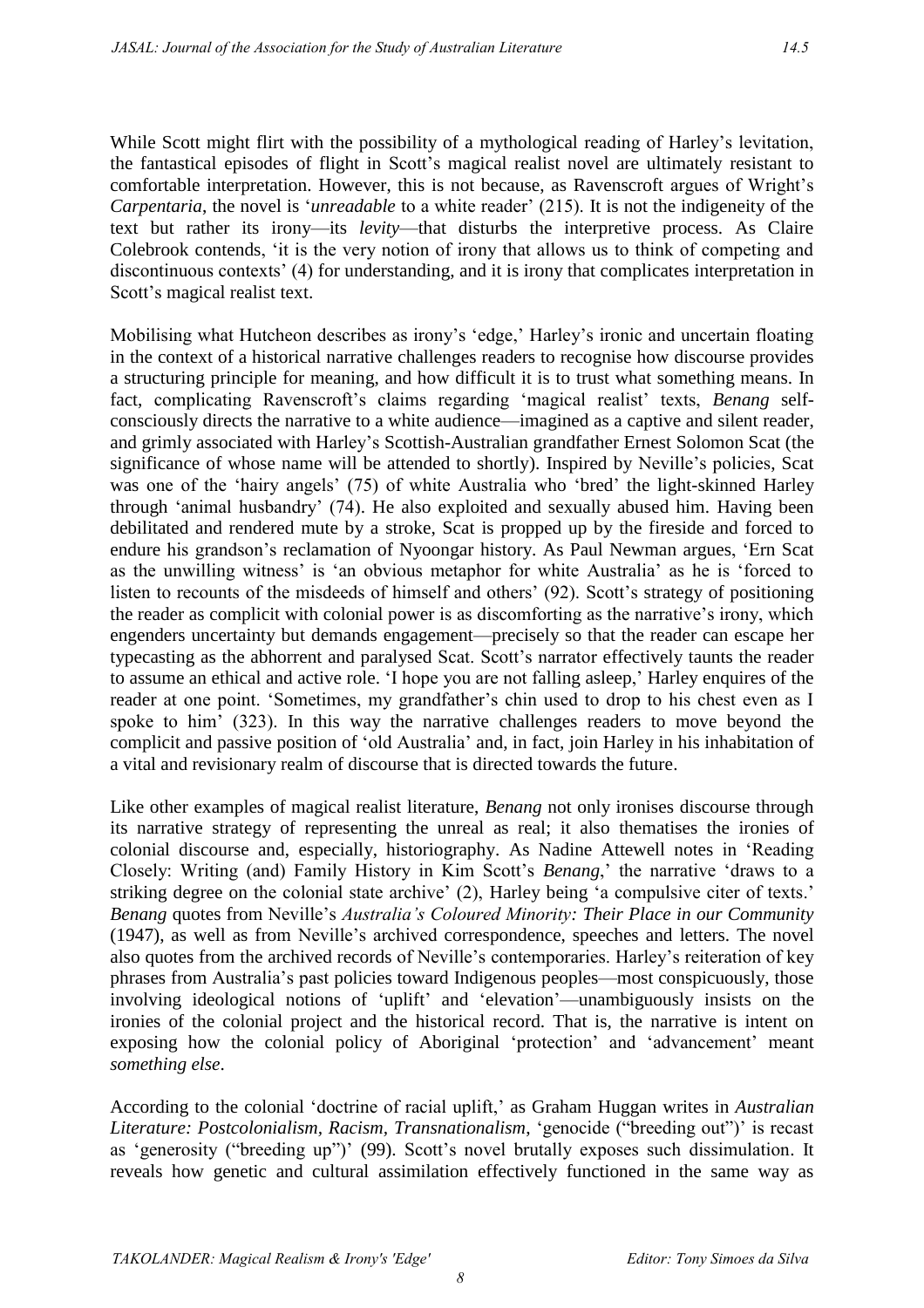While Scott might flirt with the possibility of a mythological reading of Harley's levitation, the fantastical episodes of flight in Scott's magical realist novel are ultimately resistant to comfortable interpretation. However, this is not because, as Ravenscroft argues of Wright's *Carpentaria*, the novel is '*unreadable* to a white reader' (215). It is not the indigeneity of the text but rather its irony—its *levity*—that disturbs the interpretive process. As Claire Colebrook contends, 'it is the very notion of irony that allows us to think of competing and discontinuous contexts' (4) for understanding, and it is irony that complicates interpretation in Scott's magical realist text.

Mobilising what Hutcheon describes as irony's 'edge,' Harley's ironic and uncertain floating in the context of a historical narrative challenges readers to recognise how discourse provides a structuring principle for meaning, and how difficult it is to trust what something means. In fact, complicating Ravenscroft's claims regarding 'magical realist' texts, *Benang* self-consciously directs the narrative to a white audience—imagined as a captive and silent reader, and grimly associated with Harley's Scottish-Australian grandfather Ernest Solomon Scat (the significance of whose name will be attended to shortly). Inspired by Neville's policies, Scat was one of the 'hairy angels' (75) of white Australia who 'bred' the light-skinned Harley through 'animal husbandry' (74). He also exploited and sexually abused him. Having been debilitated and rendered mute by a stroke, Scat is propped up by the fireside and forced to endure his grandson's reclamation of Nyoongar history. As Paul Newman argues, 'Ern Scat as the unwilling witness' is 'an obvious metaphor for white Australia' as he is 'forced to listen to recounts of the misdeeds of himself and others' (92). Scott's strategy of positioning the reader as complicit with colonial power is as discomforting as the narrative's irony, which engenders uncertainty but demands engagement—precisely so that the reader can escape her typecasting as the abhorrent and paralysed Scat. Scott's narrator effectively taunts the reader to assume an ethical and active role. 'I hope you are not falling asleep,' Harley enquires of the reader at one point. 'Sometimes, my grandfather's chin used to drop to his chest even as I spoke to him' (323). In this way the narrative challenges readers to move beyond the complicit and passive position of 'old Australia' and, in fact, join Harley in his inhabitation of a vital and revisionary realm of discourse that is directed towards the future.

Like other examples of magical realist literature, *Benang* not only ironises discourse through its narrative strategy of representing the unreal as real; it also thematises the ironies of colonial discourse and, especially, historiography. As Nadine Attewell notes in 'Reading Closely: Writing (and) Family History in Kim Scott's *Benang*,' the narrative 'draws to a striking degree on the colonial state archive' (2), Harley being 'a compulsive citer of texts.' *Benang* quotes from Neville's *Australia's Coloured Minority: Their Place in our Community* (1947), as well as from Neville's archived correspondence, speeches and letters. The novel also quotes from the archived records of Neville's contemporaries. Harley's reiteration of key phrases from Australia's past policies toward Indigenous peoples—most conspicuously, those involving ideological notions of 'uplift' and 'elevation'—unambiguously insists on the ironies of the colonial project and the historical record. That is, the narrative is intent on exposing how the colonial policy of Aboriginal 'protection' and 'advancement' meant *something else*.

According to the colonial 'doctrine of racial uplift,' as Graham Huggan writes in *Australian Literature: Postcolonialism, Racism, Transnationalism*, 'genocide ("breeding out")' is recast as 'generosity ("breeding up")' (99). Scott's novel brutally exposes such dissimulation. It reveals how genetic and cultural assimilation effectively functioned in the same way as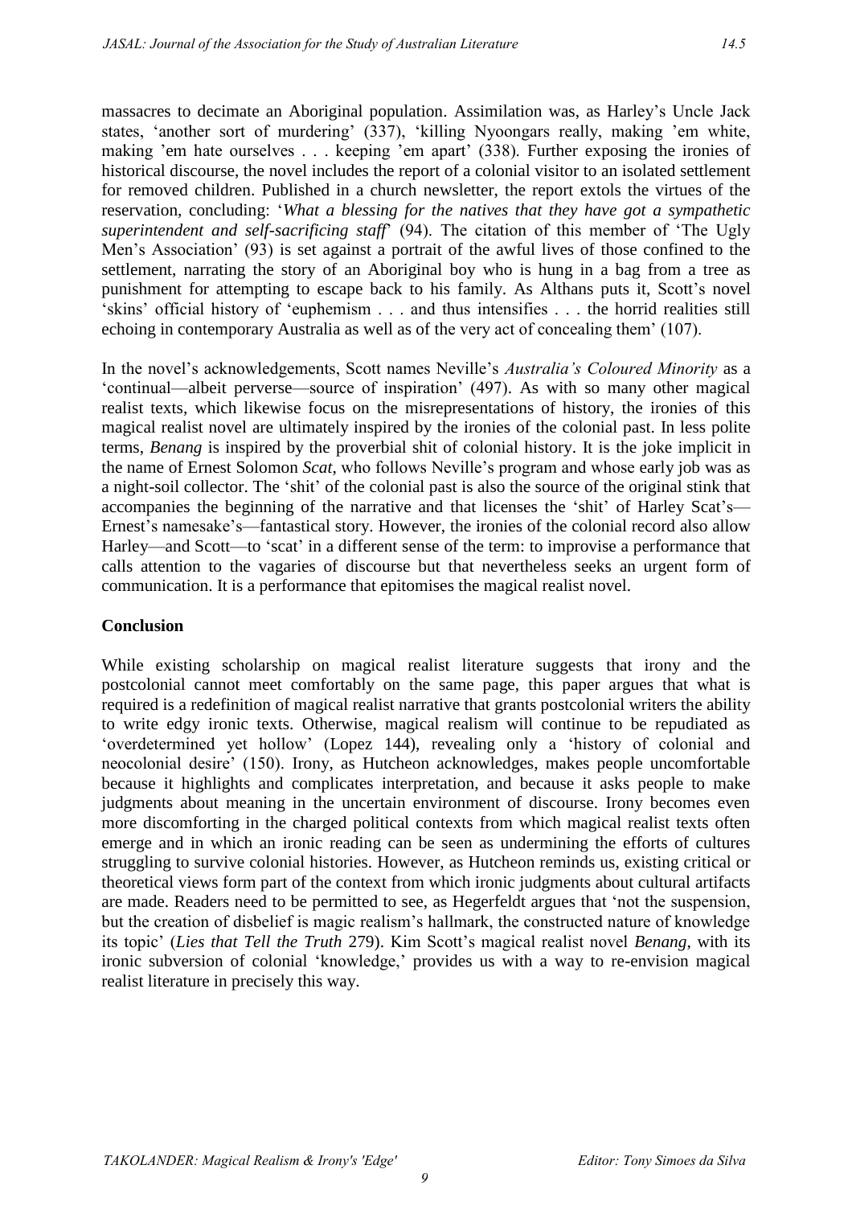massacres to decimate an Aboriginal population. Assimilation was, as Harley's Uncle Jack states, 'another sort of murdering' (337), 'killing Nyoongars really, making 'em white, making 'em hate ourselves . . . keeping 'em apart' (338). Further exposing the ironies of historical discourse, the novel includes the report of a colonial visitor to an isolated settlement for removed children. Published in a church newsletter, the report extols the virtues of the reservation, concluding: '*What a blessing for the natives that they have got a sympathetic superintendent and self-sacrificing staff*' (94). The citation of this member of 'The Ugly Men's Association' (93) is set against a portrait of the awful lives of those confined to the settlement, narrating the story of an Aboriginal boy who is hung in a bag from a tree as punishment for attempting to escape back to his family. As Althans puts it, Scott's novel 'skins' official history of 'euphemism . . . and thus intensifies . . . the horrid realities still echoing in contemporary Australia as well as of the very act of concealing them' (107).

In the novel's acknowledgements, Scott names Neville's *Australia's Coloured Minority* as a 'continual—albeit perverse—source of inspiration' (497). As with so many other magical realist texts, which likewise focus on the misrepresentations of history, the ironies of this magical realist novel are ultimately inspired by the ironies of the colonial past. In less polite terms, *Benang* is inspired by the proverbial shit of colonial history. It is the joke implicit in the name of Ernest Solomon *Scat*, who follows Neville's program and whose early job was as a night-soil collector. The 'shit' of the colonial past is also the source of the original stink that accompanies the beginning of the narrative and that licenses the 'shit' of Harley Scat's—Ernest's namesake's—fantastical story. However, the ironies of the colonial record also allow Harley—and Scott—to 'scat' in a different sense of the term: to improvise a performance that calls attention to the vagaries of discourse but that nevertheless seeks an urgent form of communication. It is a performance that epitomises the magical realist novel.

## Conclusion

While existing scholarship on magical realist literature suggests that irony and the postcolonial cannot meet comfortably on the same page, this paper argues that what is required is a redefinition of magical realist narrative that grants postcolonial writers the ability to write edgy ironic texts. Otherwise, magical realism will continue to be repudiated as 'overdetermined yet hollow' (Lopez 144), revealing only a 'history of colonial and neocolonial desire' (150). Irony, as Hutcheon acknowledges, makes people uncomfortable because it highlights and complicates interpretation, and because it asks people to make judgments about meaning in the uncertain environment of discourse. Irony becomes even more discomforting in the charged political contexts from which magical realist texts often emerge and in which an ironic reading can be seen as undermining the efforts of cultures struggling to survive colonial histories. However, as Hutcheon reminds us, existing critical or theoretical views form part of the context from which ironic judgments about cultural artifacts are made. Readers need to be permitted to see, as Hegerfeldt argues that 'not the suspension, but the creation of disbelief is magic realism's hallmark, the constructed nature of knowledge its topic' (*Lies that Tell the Truth* 279). Kim Scott's magical realist novel *Benang*, with its ironic subversion of colonial 'knowledge,' provides us with a way to re-envision magical realist literature in precisely this way.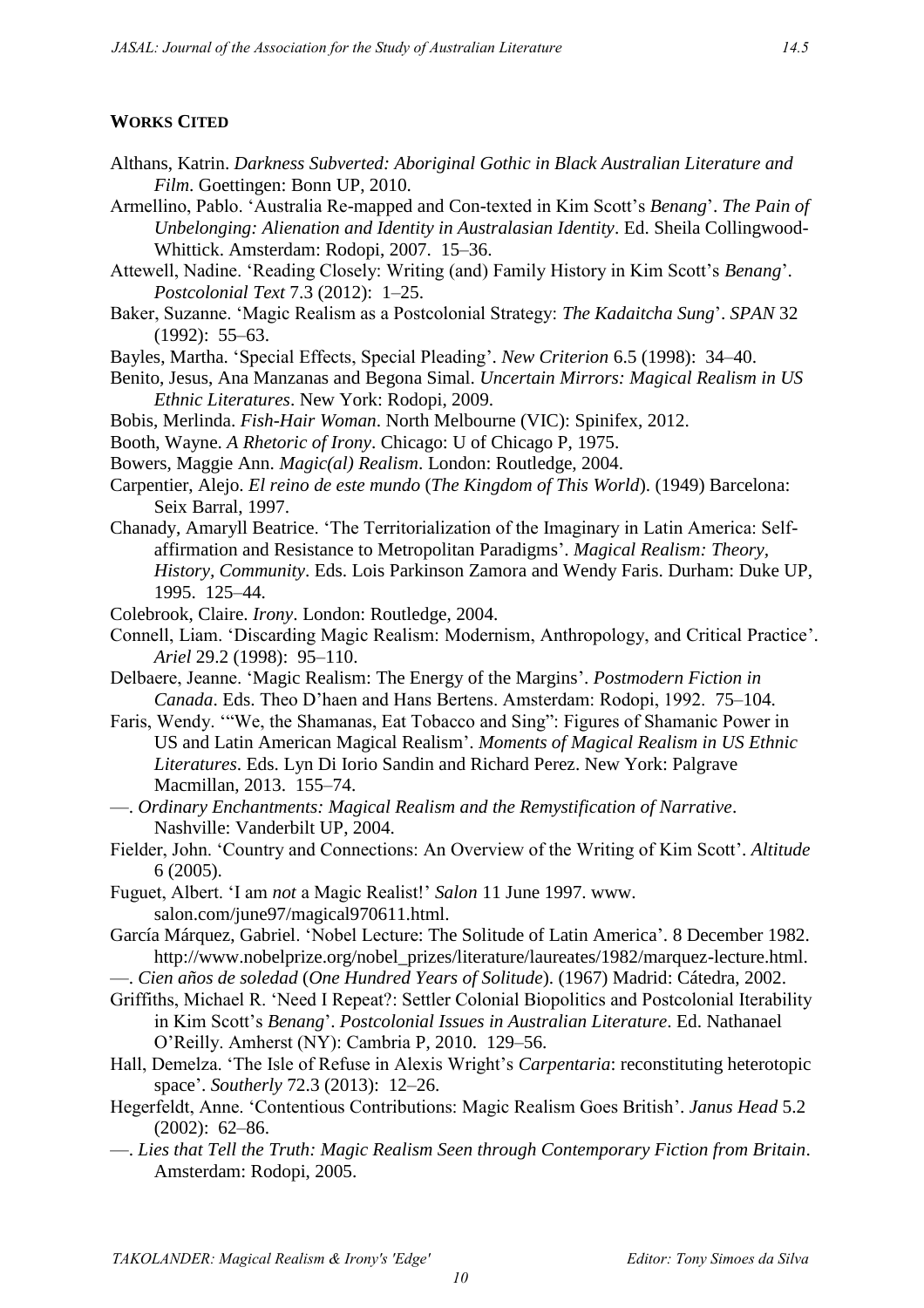## WORKS CITED

Althans, Katrin. *Darkness Subverted: Aboriginal Gothic in Black Australian Literature and Film*. Goettingen: Bonn UP, 2010.

Armellino, Pablo. 'Australia Re-mapped and Con-texted in Kim Scott's *Benang*'. *The Pain of Unbelonging: Alienation and Identity in Australasian Identity*. Ed. Sheila Collingwood-Whittick. Amsterdam: Rodopi, 2007. 15–36.

Attewell, Nadine. 'Reading Closely: Writing (and) Family History in Kim Scott's *Benang*'. *Postcolonial Text* 7.3 (2012): 1–25.

Baker, Suzanne. 'Magic Realism as a Postcolonial Strategy: *The Kadaitcha Sung*'. *SPAN* 32 (1992): 55–63.

Bayles, Martha. 'Special Effects, Special Pleading'. *New Criterion* 6.5 (1998): 34–40.

Benito, Jesus, Ana Manzanas and Begona Simal. *Uncertain Mirrors: Magical Realism in US Ethnic Literatures*. New York: Rodopi, 2009.

Bobis, Merlinda. *Fish-Hair Woman*. North Melbourne (VIC): Spinifex, 2012.

Booth, Wayne. *A Rhetoric of Irony*. Chicago: U of Chicago P, 1975.

Bowers, Maggie Ann. *Magic(al) Realism*. London: Routledge, 2004.

Carpentier, Alejo. *El reino de este mundo* (*The Kingdom of This World*). (1949) Barcelona: Seix Barral, 1997.

Chanady, Amaryll Beatrice. 'The Territorialization of the Imaginary in Latin America: Self-affirmation and Resistance to Metropolitan Paradigms'. *Magical Realism: Theory, History, Community*. Eds. Lois Parkinson Zamora and Wendy Faris. Durham: Duke UP, 1995. 125–44.

Colebrook, Claire. *Irony*. London: Routledge, 2004.

Connell, Liam. 'Discarding Magic Realism: Modernism, Anthropology, and Critical Practice'. *Ariel* 29.2 (1998): 95–110.

Delbaere, Jeanne. 'Magic Realism: The Energy of the Margins'. *Postmodern Fiction in Canada*. Eds. Theo D'haen and Hans Bertens. Amsterdam: Rodopi, 1992. 75–104.

Faris, Wendy. '"We, the Shamanas, Eat Tobacco and Sing": Figures of Shamanic Power in US and Latin American Magical Realism'. *Moments of Magical Realism in US Ethnic Literatures*. Eds. Lyn Di Iorio Sandin and Richard Perez. New York: Palgrave Macmillan, 2013. 155–74.

—. *Ordinary Enchantments: Magical Realism and the Remystification of Narrative*. Nashville: Vanderbilt UP, 2004.

Fielder, John. 'Country and Connections: An Overview of the Writing of Kim Scott'. *Altitude* 6 (2005).

Fuguet, Albert. 'I am *not* a Magic Realist!' *Salon* 11 June 1997. www. salon.com/june97/magical970611.html.

García Márquez, Gabriel. 'Nobel Lecture: The Solitude of Latin America'. 8 December 1982. http://www.nobelprize.org/nobel_prizes/literature/laureates/1982/marquez-lecture.html.

—. *Cien años de soledad* (*One Hundred Years of Solitude*). (1967) Madrid: Cátedra, 2002.

Griffiths, Michael R. 'Need I Repeat?: Settler Colonial Biopolitics and Postcolonial Iterability in Kim Scott's *Benang*'. *Postcolonial Issues in Australian Literature*. Ed. Nathanael O'Reilly. Amherst (NY): Cambria P, 2010. 129–56.

Hall, Demelza. 'The Isle of Refuse in Alexis Wright's *Carpentaria*: reconstituting heterotopic space'. *Southerly* 72.3 (2013): 12–26.

Hegerfeldt, Anne. 'Contentious Contributions: Magic Realism Goes British'. *Janus Head* 5.2 (2002): 62–86.

—. *Lies that Tell the Truth: Magic Realism Seen through Contemporary Fiction from Britain*. Amsterdam: Rodopi, 2005.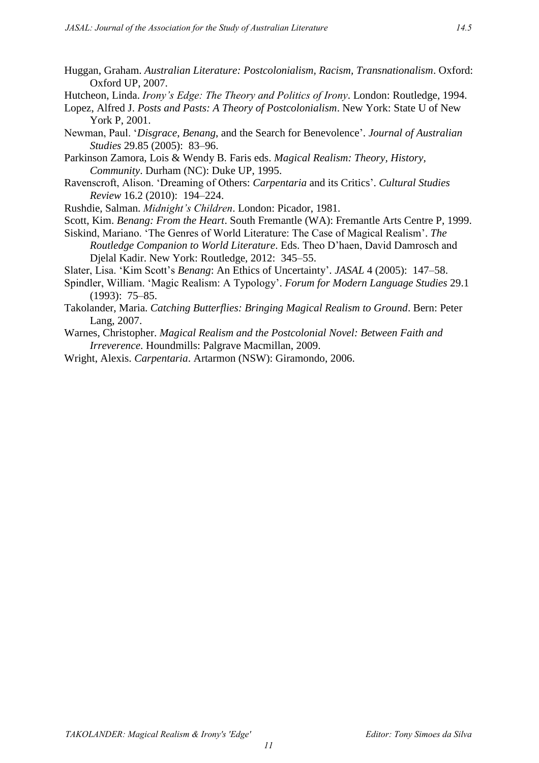Huggan, Graham. *Australian Literature: Postcolonialism, Racism, Transnationalism*. Oxford: Oxford UP, 2007.

Hutcheon, Linda. *Irony's Edge: The Theory and Politics of Irony*. London: Routledge, 1994.

Lopez, Alfred J. *Posts and Pasts: A Theory of Postcolonialism*. New York: State U of New York P, 2001.

Newman, Paul. '*Disgrace*, *Benang*, and the Search for Benevolence'. *Journal of Australian Studies* 29.85 (2005): 83–96.

Parkinson Zamora, Lois & Wendy B. Faris eds. *Magical Realism: Theory, History, Community*. Durham (NC): Duke UP, 1995.

Ravenscroft, Alison. 'Dreaming of Others: *Carpentaria* and its Critics'. *Cultural Studies Review* 16.2 (2010): 194–224.

Rushdie, Salman. *Midnight's Children*. London: Picador, 1981.

Scott, Kim. *Benang: From the Heart*. South Fremantle (WA): Fremantle Arts Centre P, 1999.

Siskind, Mariano. 'The Genres of World Literature: The Case of Magical Realism'. *The Routledge Companion to World Literature*. Eds. Theo D'haen, David Damrosch and Djelal Kadir. New York: Routledge, 2012: 345–55.

Slater, Lisa. 'Kim Scott's *Benang*: An Ethics of Uncertainty'. *JASAL* 4 (2005): 147–58.

Spindler, William. 'Magic Realism: A Typology'. *Forum for Modern Language Studies* 29.1 (1993): 75–85.

Takolander, Maria. *Catching Butterflies: Bringing Magical Realism to Ground*. Bern: Peter Lang, 2007.

Warnes, Christopher. *Magical Realism and the Postcolonial Novel: Between Faith and Irreverence*. Houndmills: Palgrave Macmillan, 2009.

Wright, Alexis. *Carpentaria*. Artarmon (NSW): Giramondo, 2006.